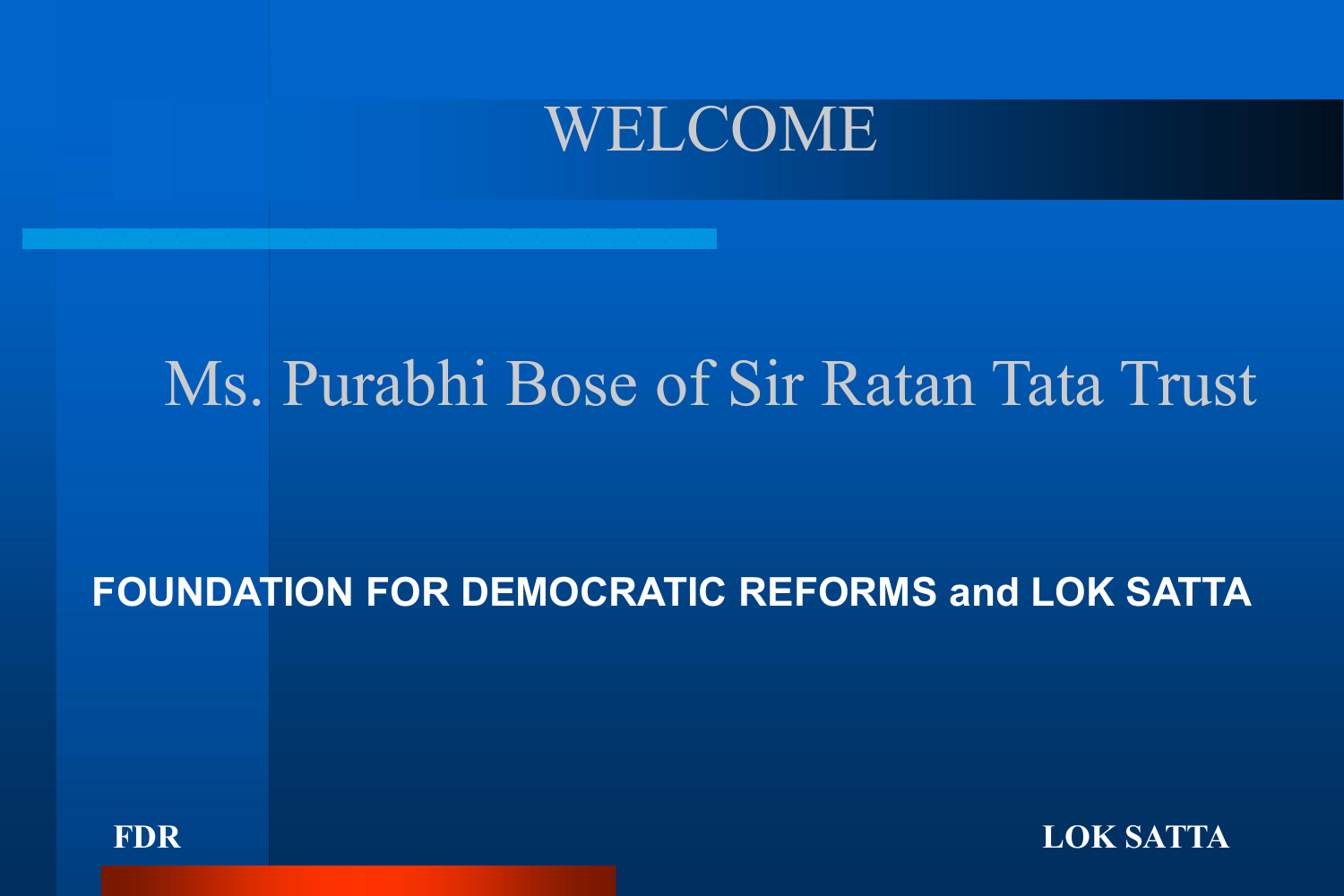# WELCOME

Ms. Purabhi Bose of Sir Ratan Tata Trust

**FOUNDATION FOR DEMOCRATIC REFORMS and LOK SATTA**

**FDR** **LOK SATTA**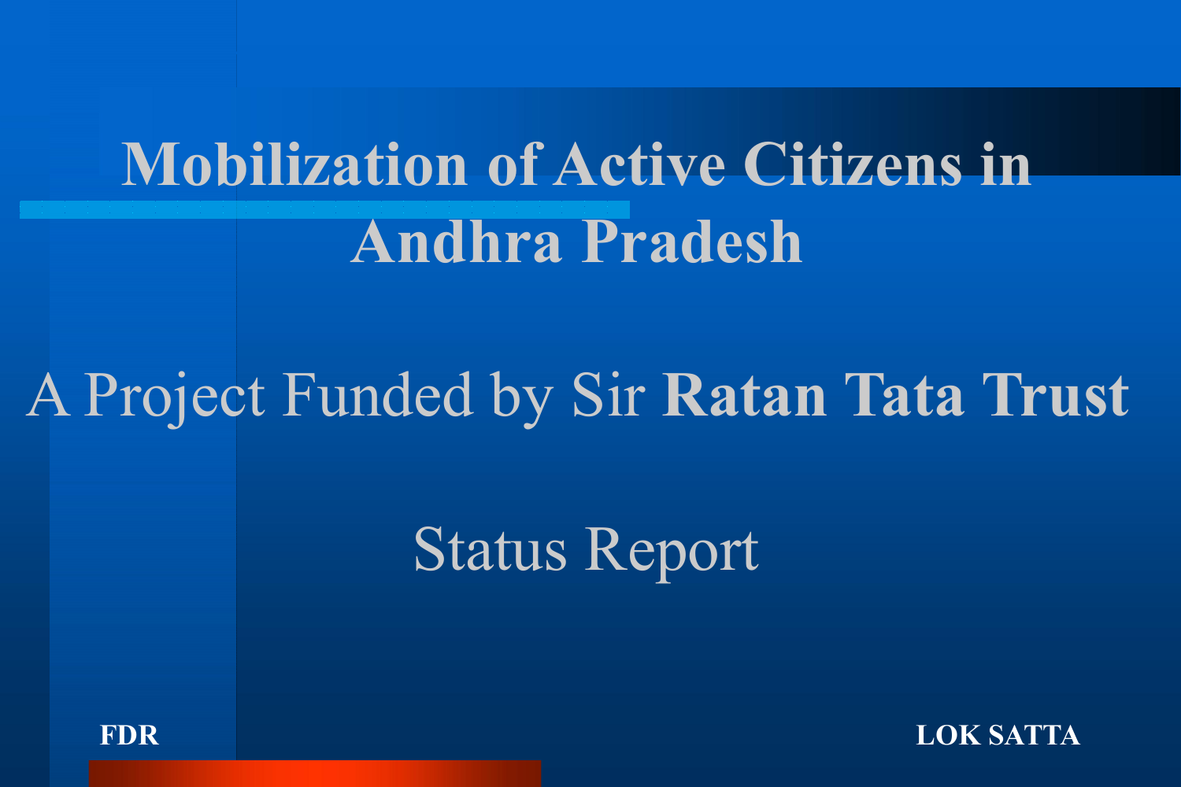# Mobilization of Active Citizens in Andhra Pradesh

A Project Funded by Sir **Ratan Tata Trust**

Status Report

**FDR**

**LOK SATTA**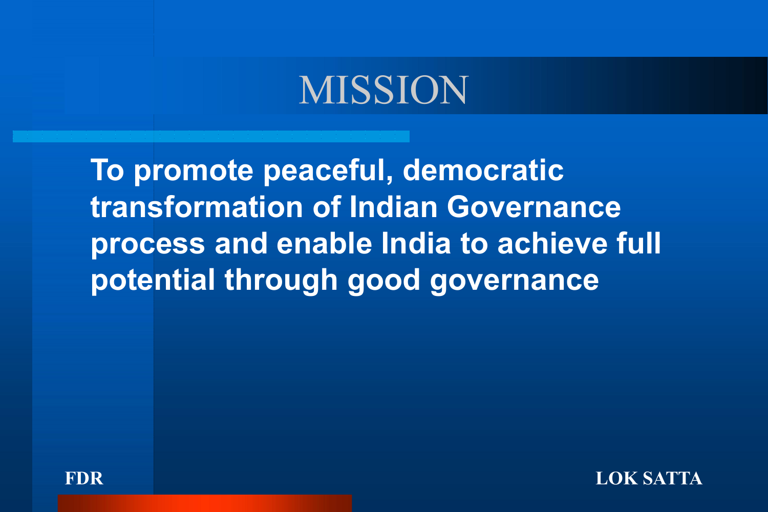# MISSION

**To promote peaceful, democratic transformation of Indian Governance process and enable India to achieve full potential through good governance**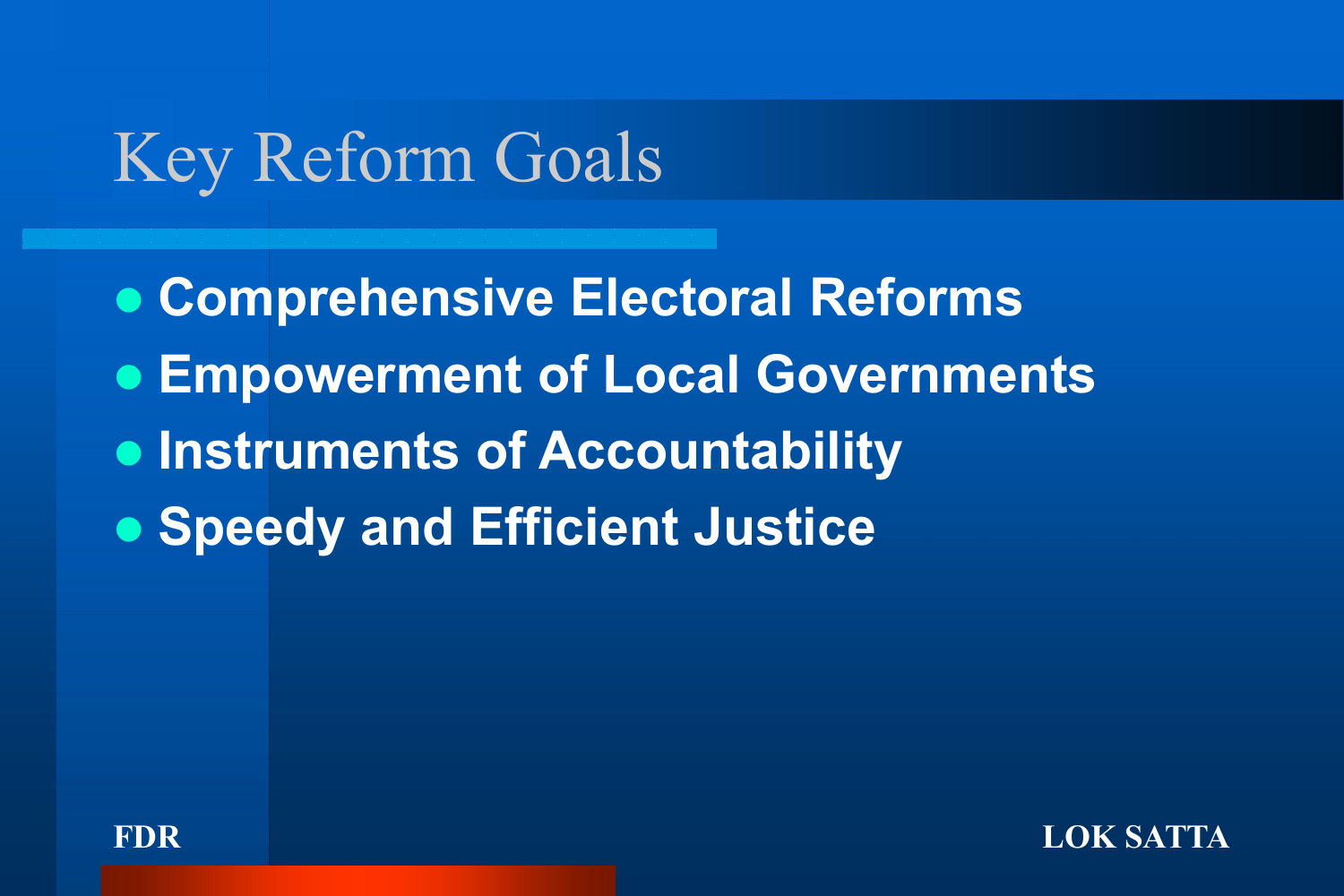# Key Reform Goals

- **Comprehensive Electoral Reforms**
- **Empowerment of Local Governments**
- **Instruments of Accountability**
- **Speedy and Efficient Justice**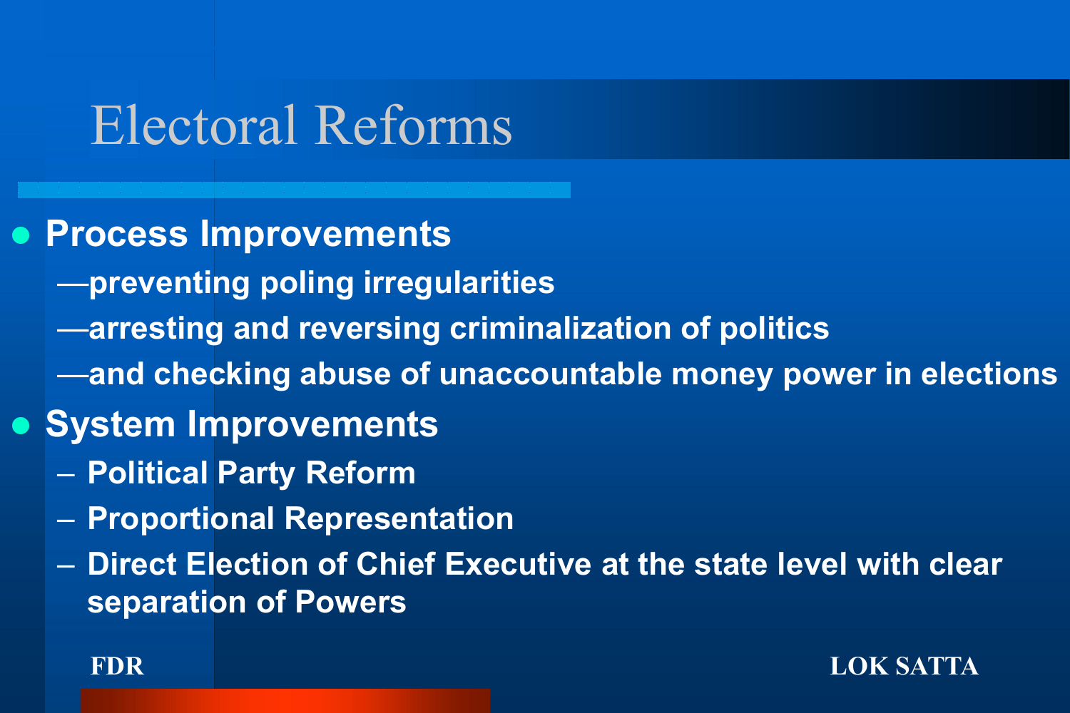# Electoral Reforms

- **Process Improvements**
  - **—preventing poling irregularities**
  - **—arresting and reversing criminalization of politics**
  - **—and checking abuse of unaccountable money power in elections**
- **System Improvements**
  - **Political Party Reform**
  - **Proportional Representation**
  - **Direct Election of Chief Executive at the state level with clear separation of Powers**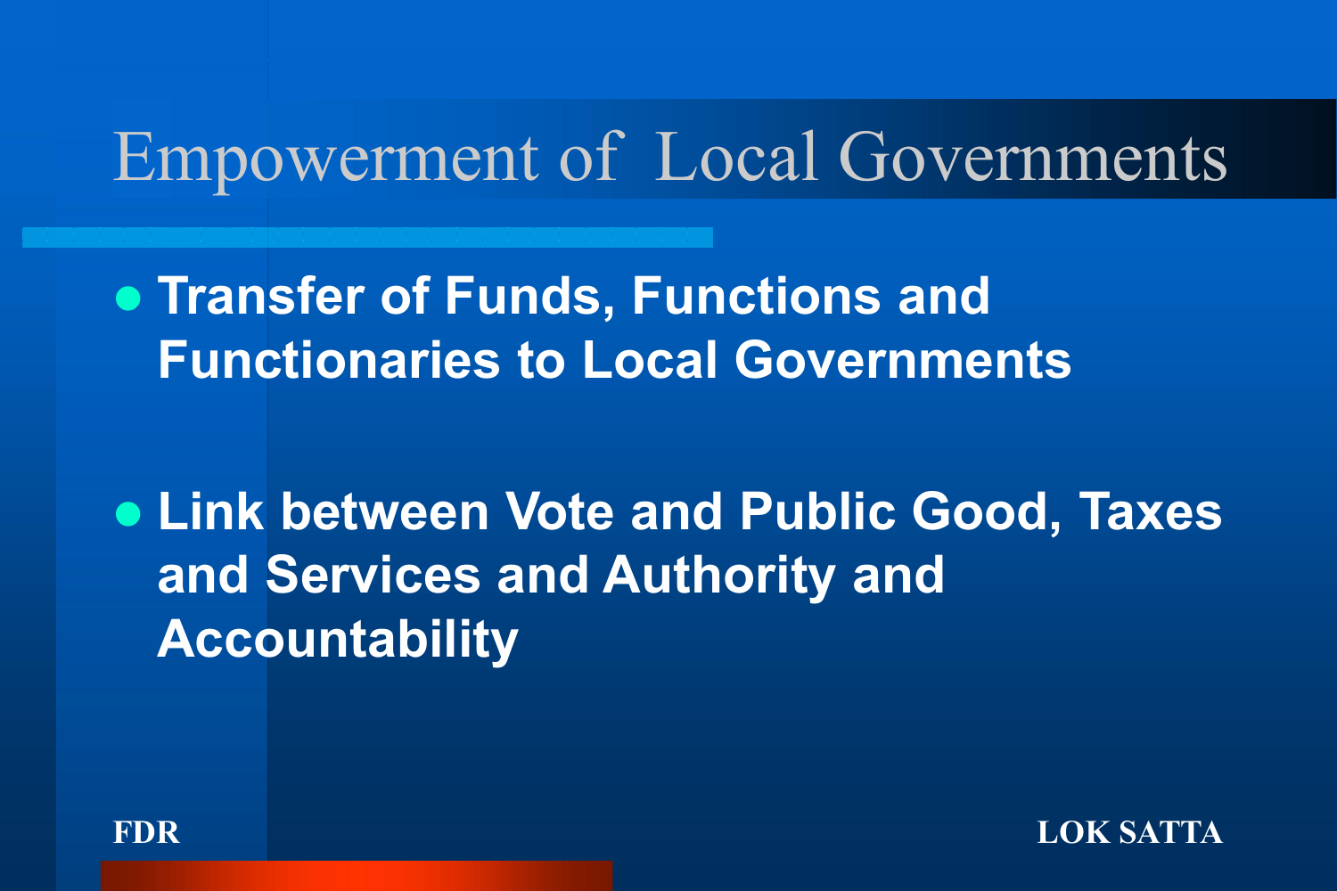# Empowerment of Local Governments

- **Transfer of Funds, Functions and Functionaries to Local Governments**
- **Link between Vote and Public Good, Taxes and Services and Authority and Accountability**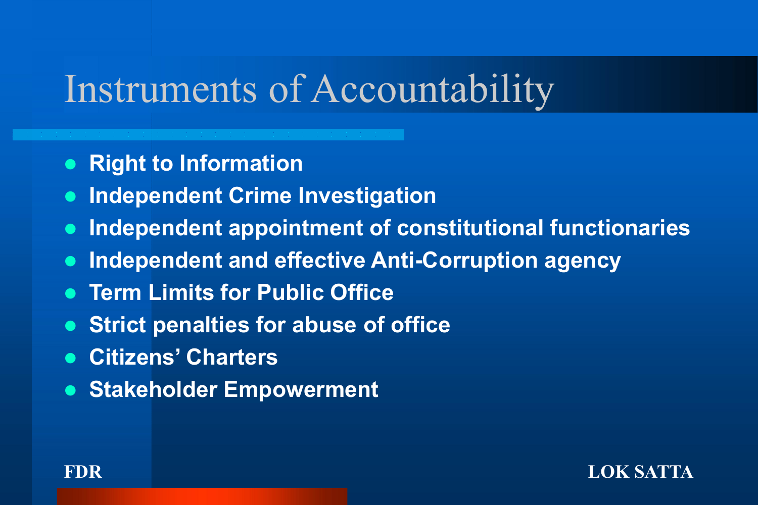# Instruments of Accountability

- Right to Information
- Independent Crime Investigation
- Independent appointment of constitutional functionaries
- Independent and effective Anti-Corruption agency
- Term Limits for Public Office
- Strict penalties for abuse of office
- Citizens' Charters
- Stakeholder Empowerment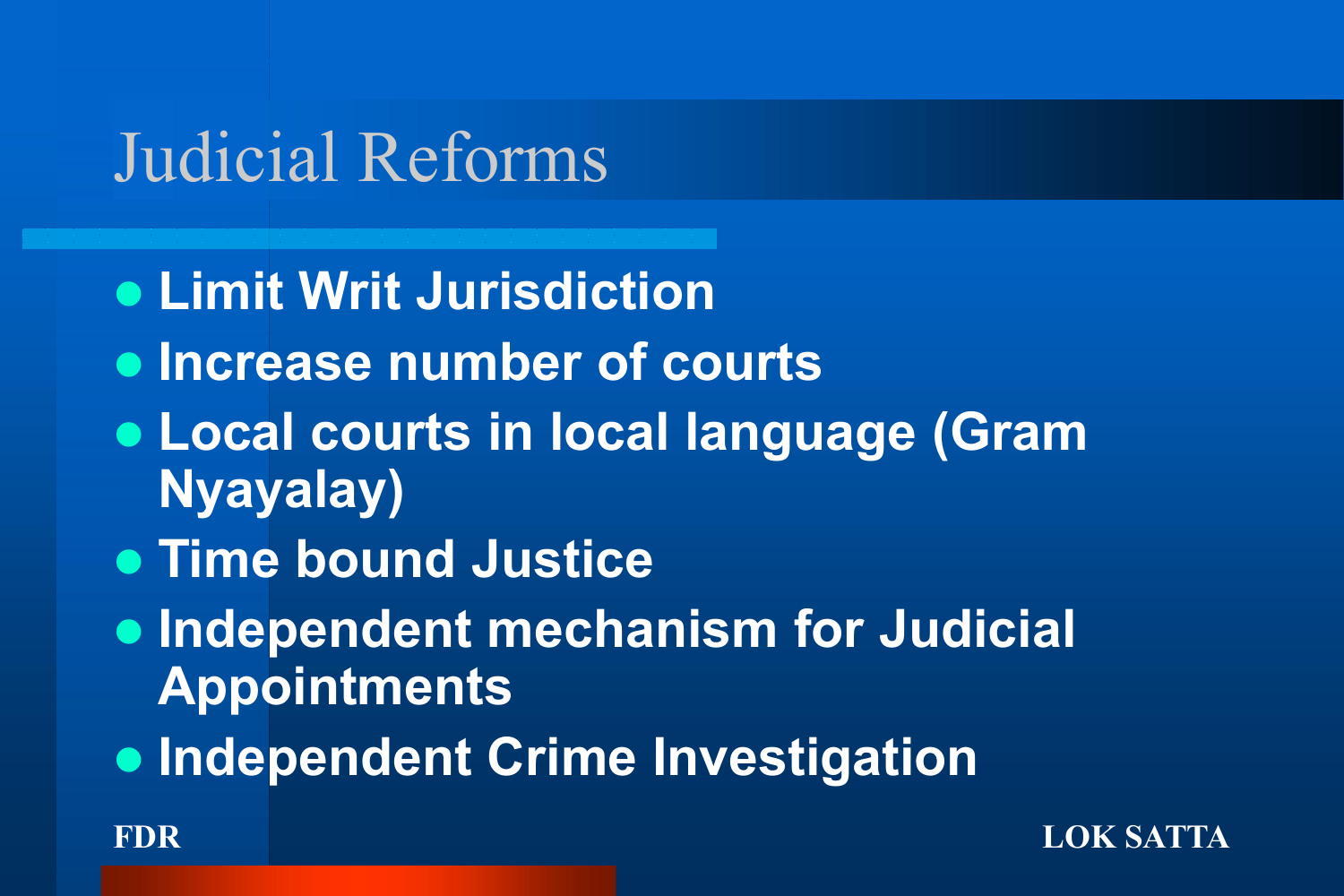# Judicial Reforms

- **Limit Writ Jurisdiction**
- **Increase number of courts**
- **Local courts in local language (Gram Nyayalay)**
- **Time bound Justice**
- **Independent mechanism for Judicial Appointments**
- **Independent Crime Investigation**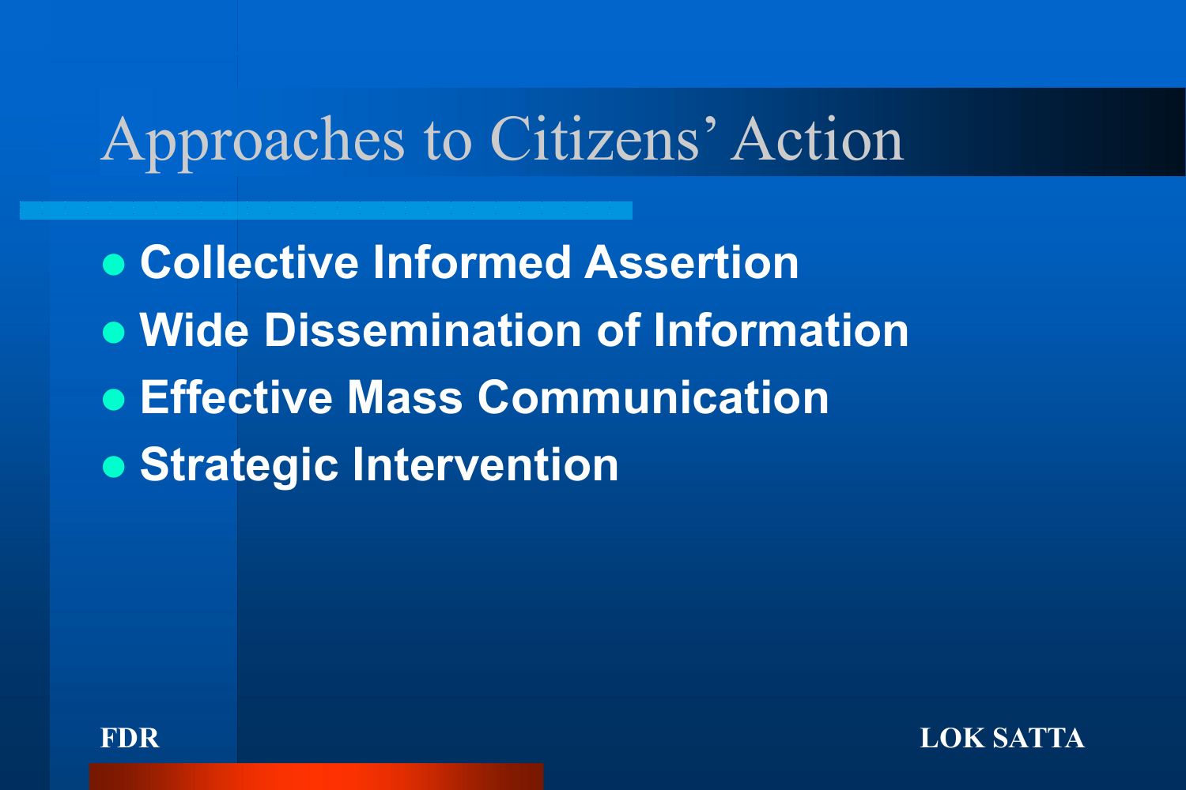# Approaches to Citizens' Action

- Collective Informed Assertion
- Wide Dissemination of Information
- Effective Mass Communication
- Strategic Intervention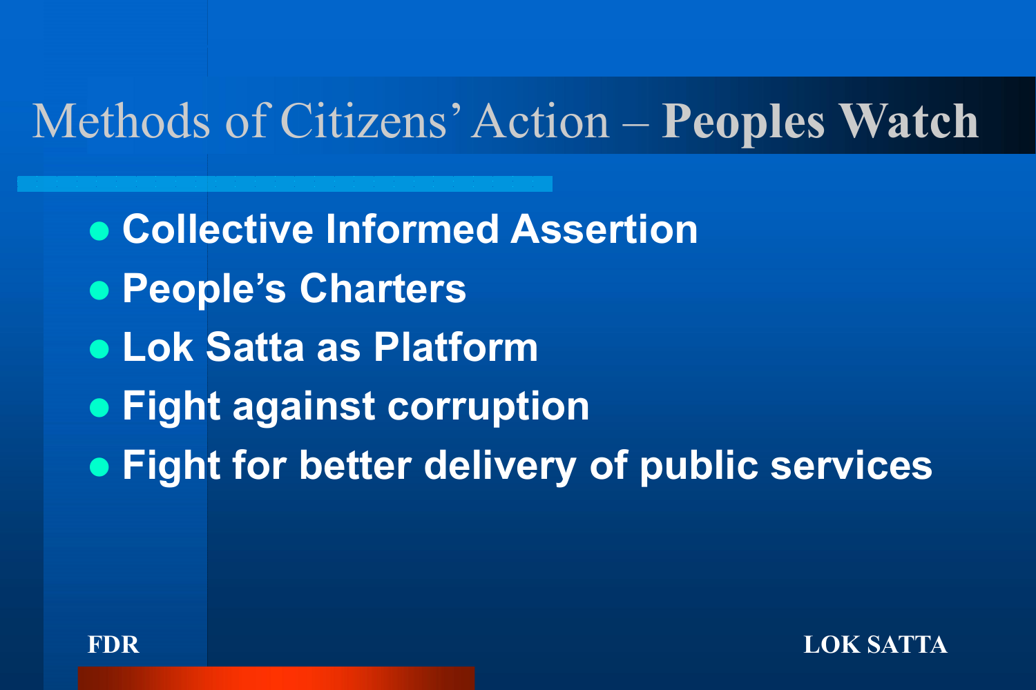# Methods of Citizens' Action – **Peoples Watch**

- **Collective Informed Assertion**
- **People's Charters**
- **Lok Satta as Platform**
- **Fight against corruption**
- **Fight for better delivery of public services**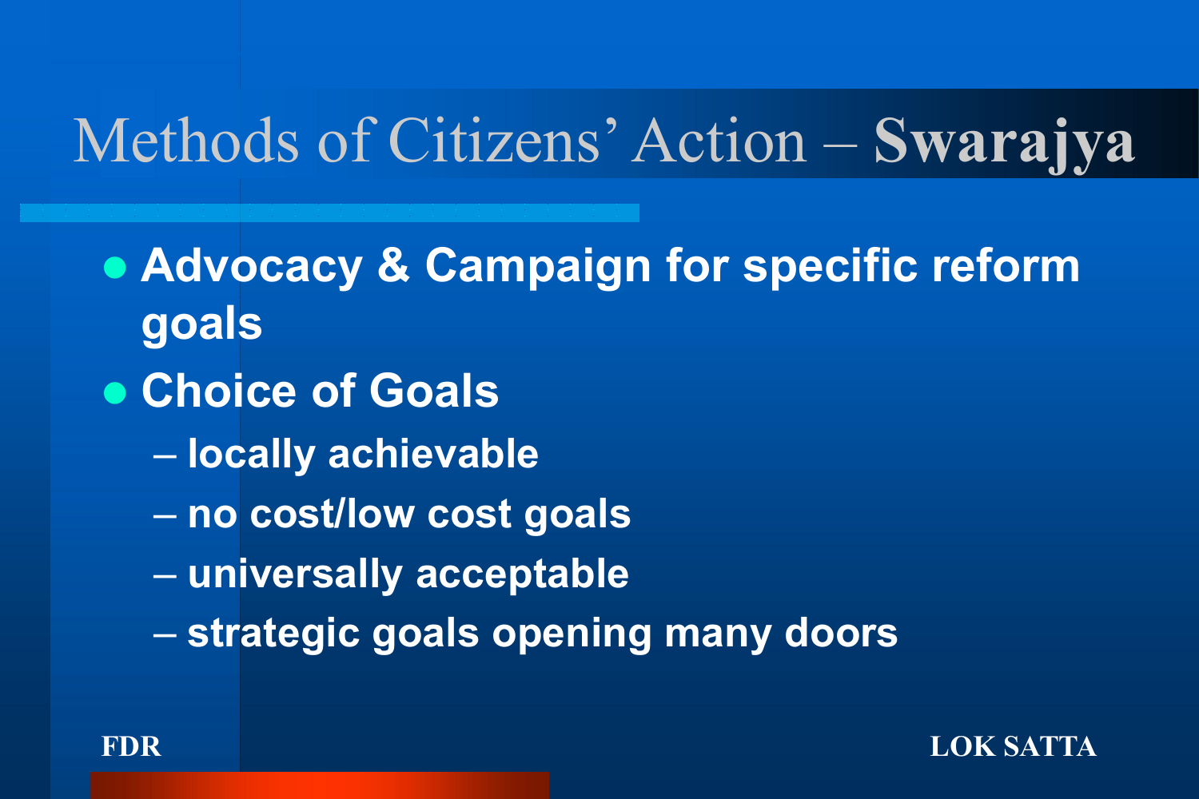# Methods of Citizens' Action – **Swarajya**

- **Advocacy & Campaign for specific reform goals**
- **Choice of Goals**
  - **locally achievable**
  - **no cost/low cost goals**
  - **universally acceptable**
  - **strategic goals opening many doors**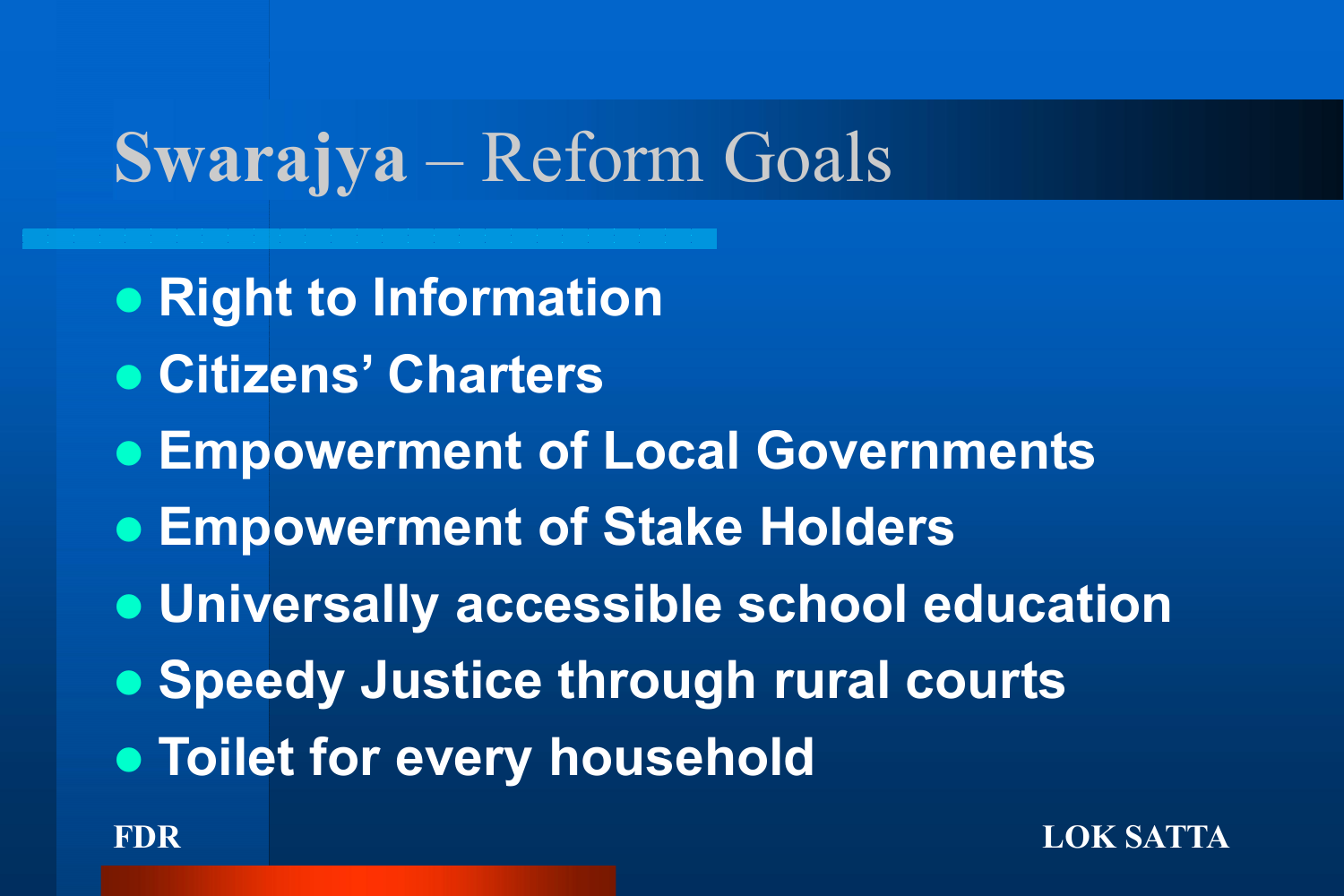# Swarajya – Reform Goals

- Right to Information
- Citizens' Charters
- Empowerment of Local Governments
- Empowerment of Stake Holders
- Universally accessible school education
- Speedy Justice through rural courts
- Toilet for every household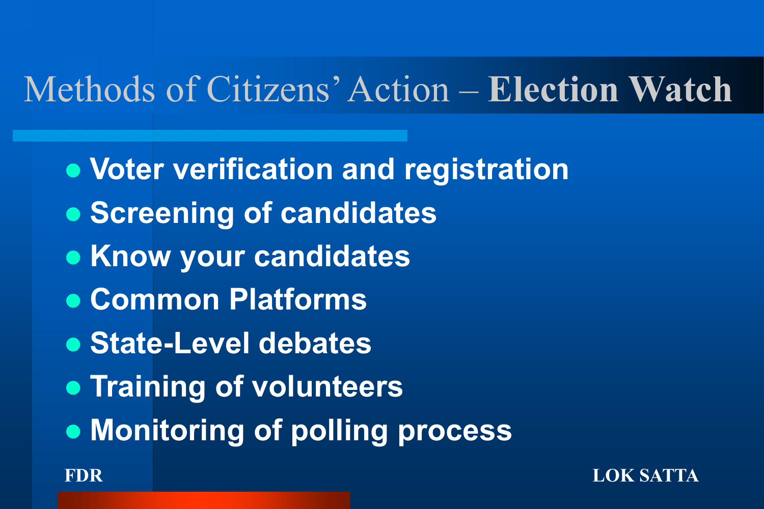# Methods of Citizens' Action – **Election Watch**

- **Voter verification and registration**
- **Screening of candidates**
- **Know your candidates**
- **Common Platforms**
- **State-Level debates**
- **Training of volunteers**
- **Monitoring of polling process**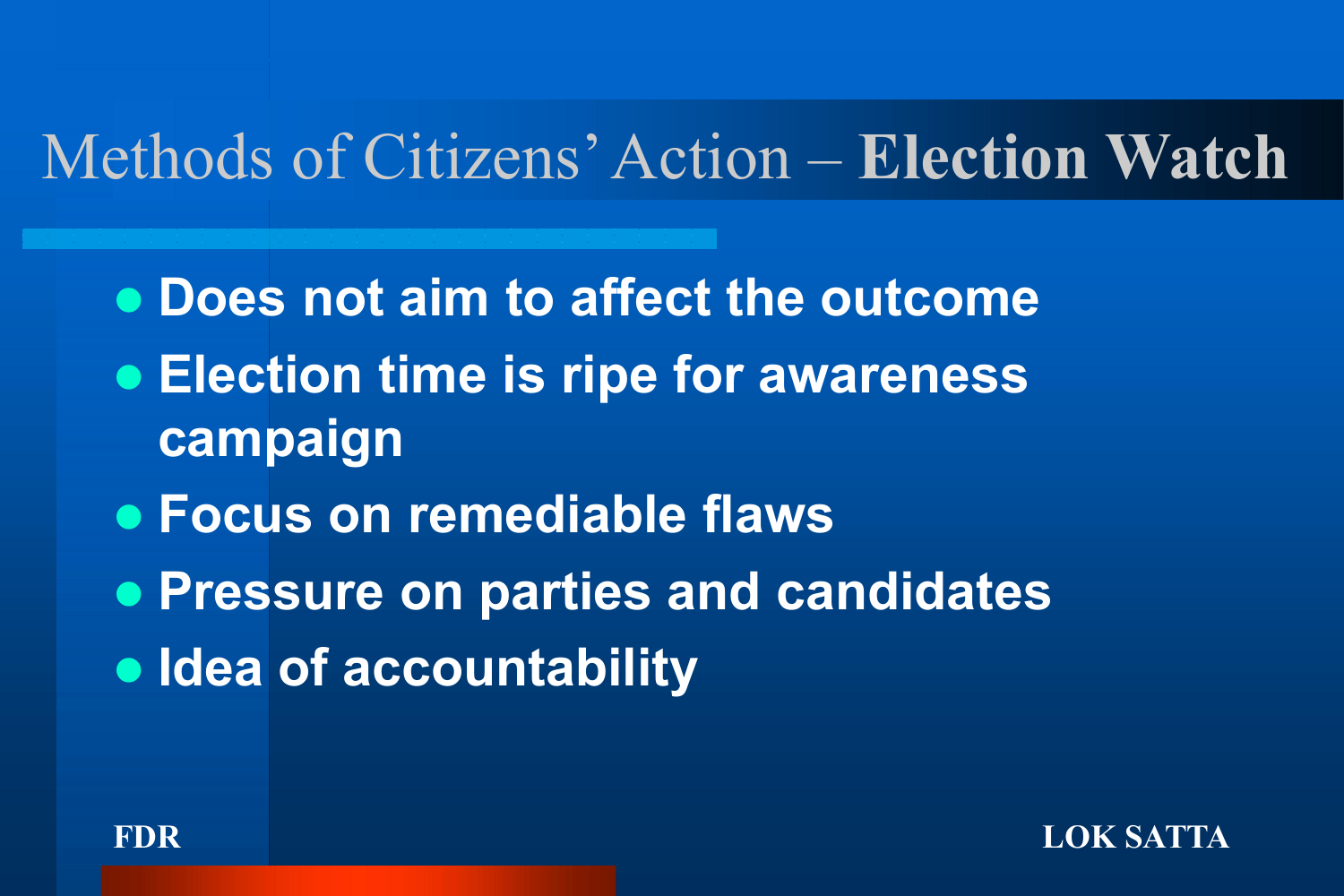# Methods of Citizens' Action – **Election Watch**

- Does not aim to affect the outcome
- Election time is ripe for awareness campaign
- Focus on remediable flaws
- Pressure on parties and candidates
- Idea of accountability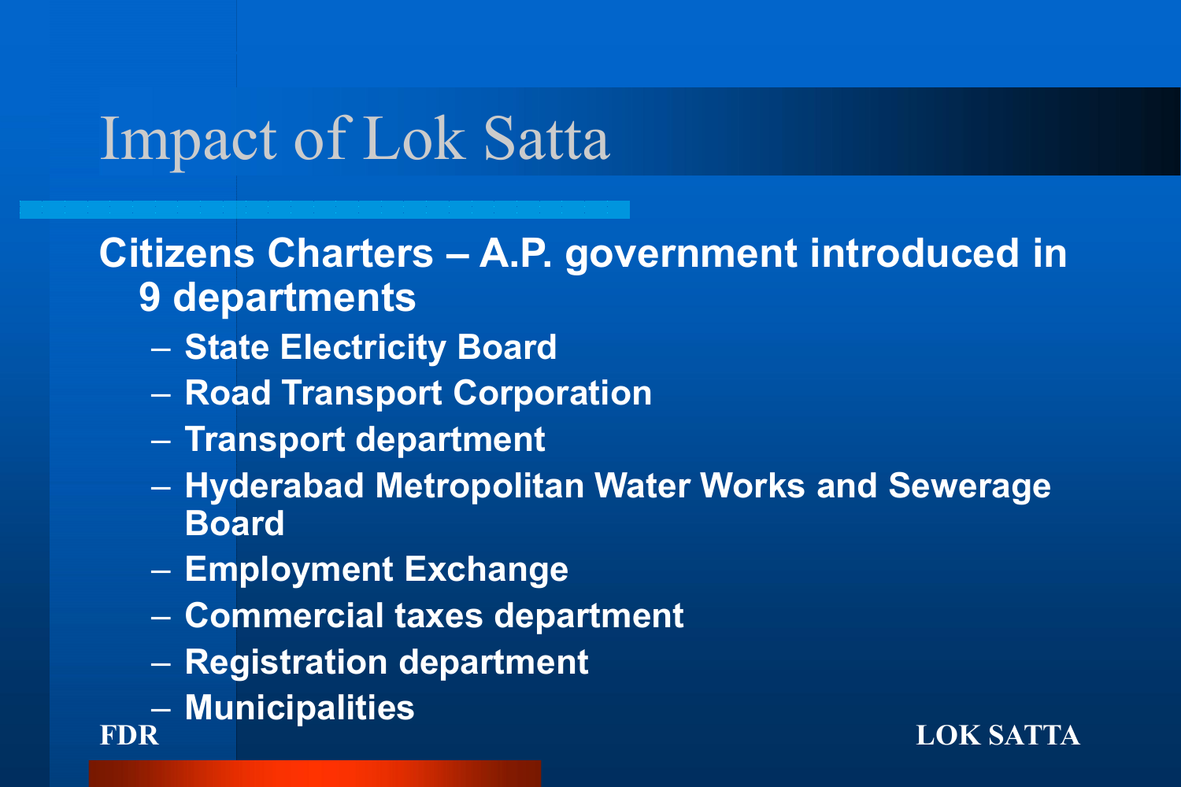# Impact of Lok Satta

**Citizens Charters – A.P. government introduced in 9 departments**

- State Electricity Board
- Road Transport Corporation
- Transport department
- Hyderabad Metropolitan Water Works and Sewerage Board
- Employment Exchange
- Commercial taxes department
- Registration department
- Municipalities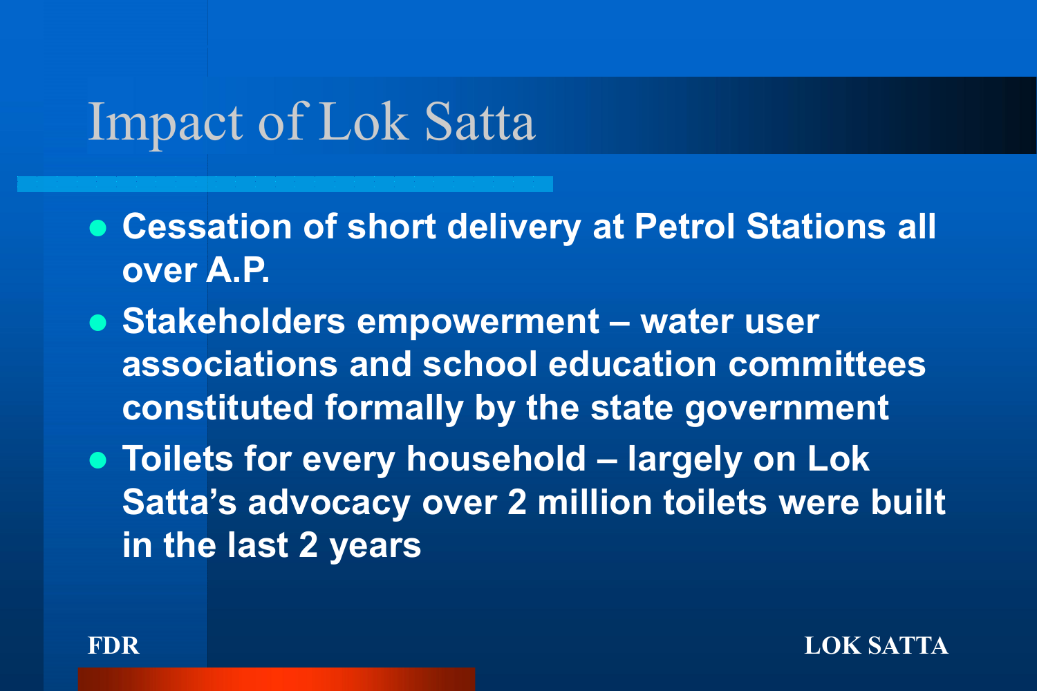# Impact of Lok Satta

- **Cessation of short delivery at Petrol Stations all over A.P.**
- **Stakeholders empowerment – water user associations and school education committees constituted formally by the state government**
- **Toilets for every household – largely on Lok Satta's advocacy over 2 million toilets were built in the last 2 years**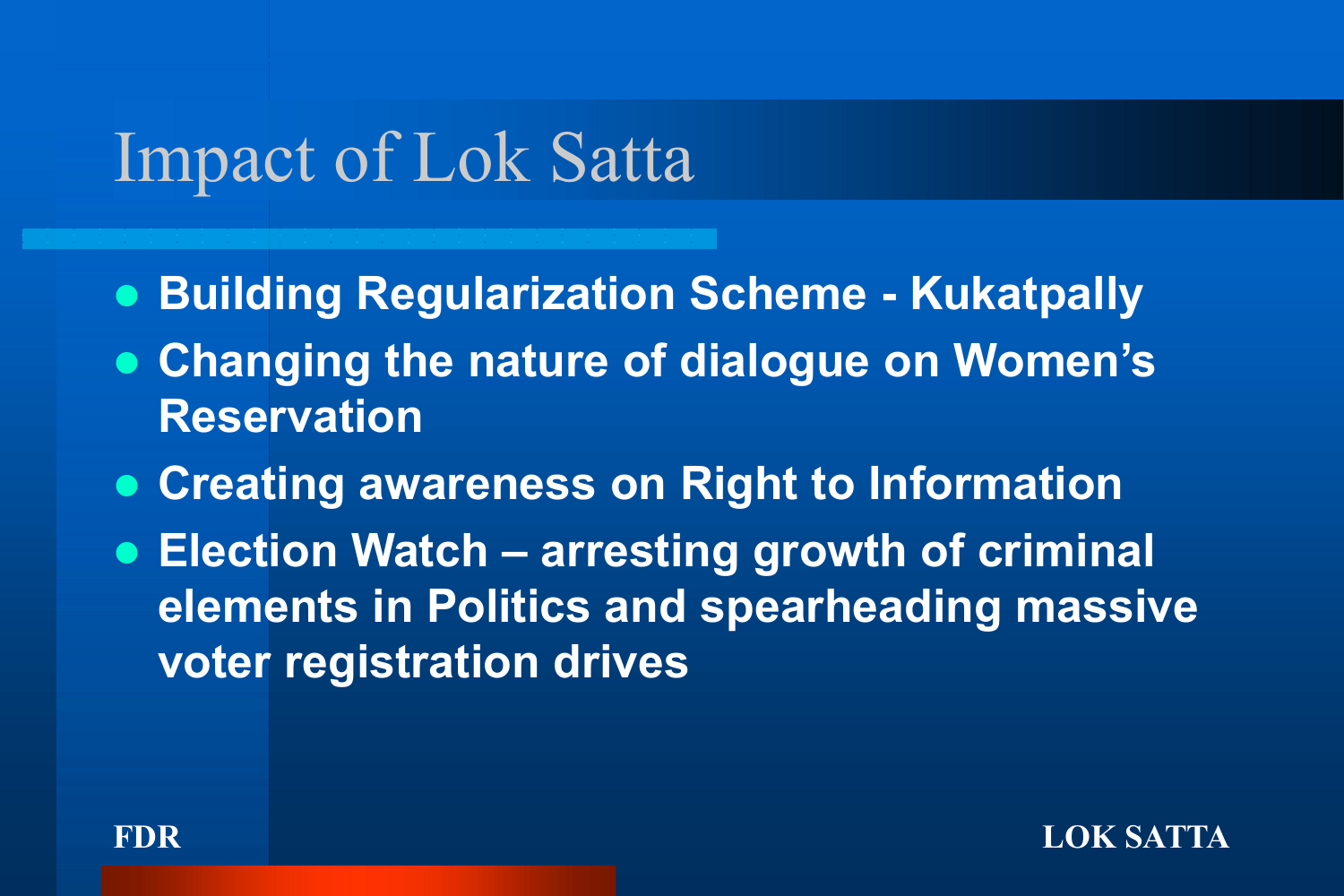# Impact of Lok Satta

- **Building Regularization Scheme - Kukatpally**
- **Changing the nature of dialogue on Women's Reservation**
- **Creating awareness on Right to Information**
- **Election Watch – arresting growth of criminal elements in Politics and spearheading massive voter registration drives**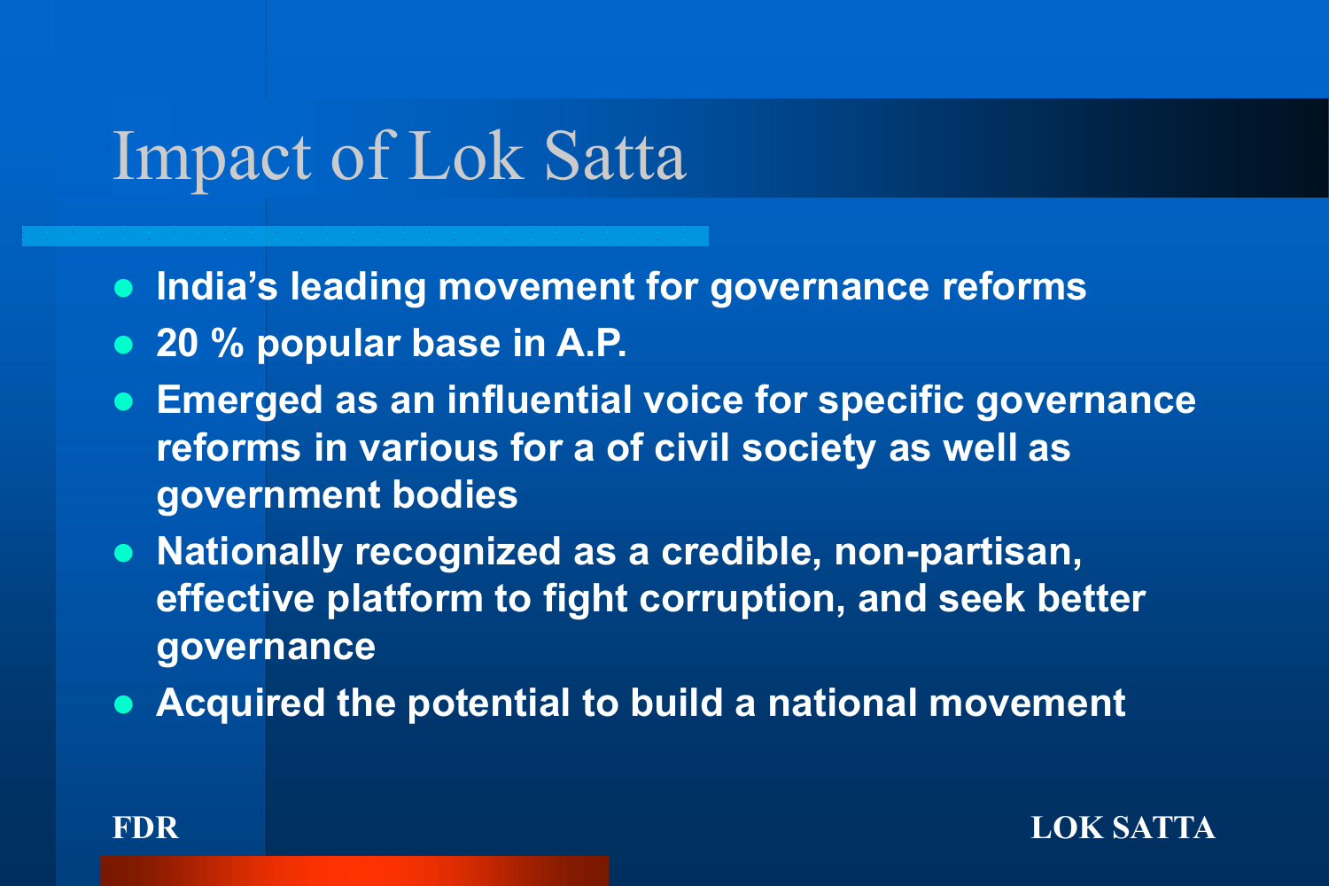# Impact of Lok Satta

- **India's leading movement for governance reforms**
- **20 % popular base in A.P.**
- **Emerged as an influential voice for specific governance reforms in various for a of civil society as well as government bodies**
- **Nationally recognized as a credible, non-partisan, effective platform to fight corruption, and seek better governance**
- **Acquired the potential to build a national movement**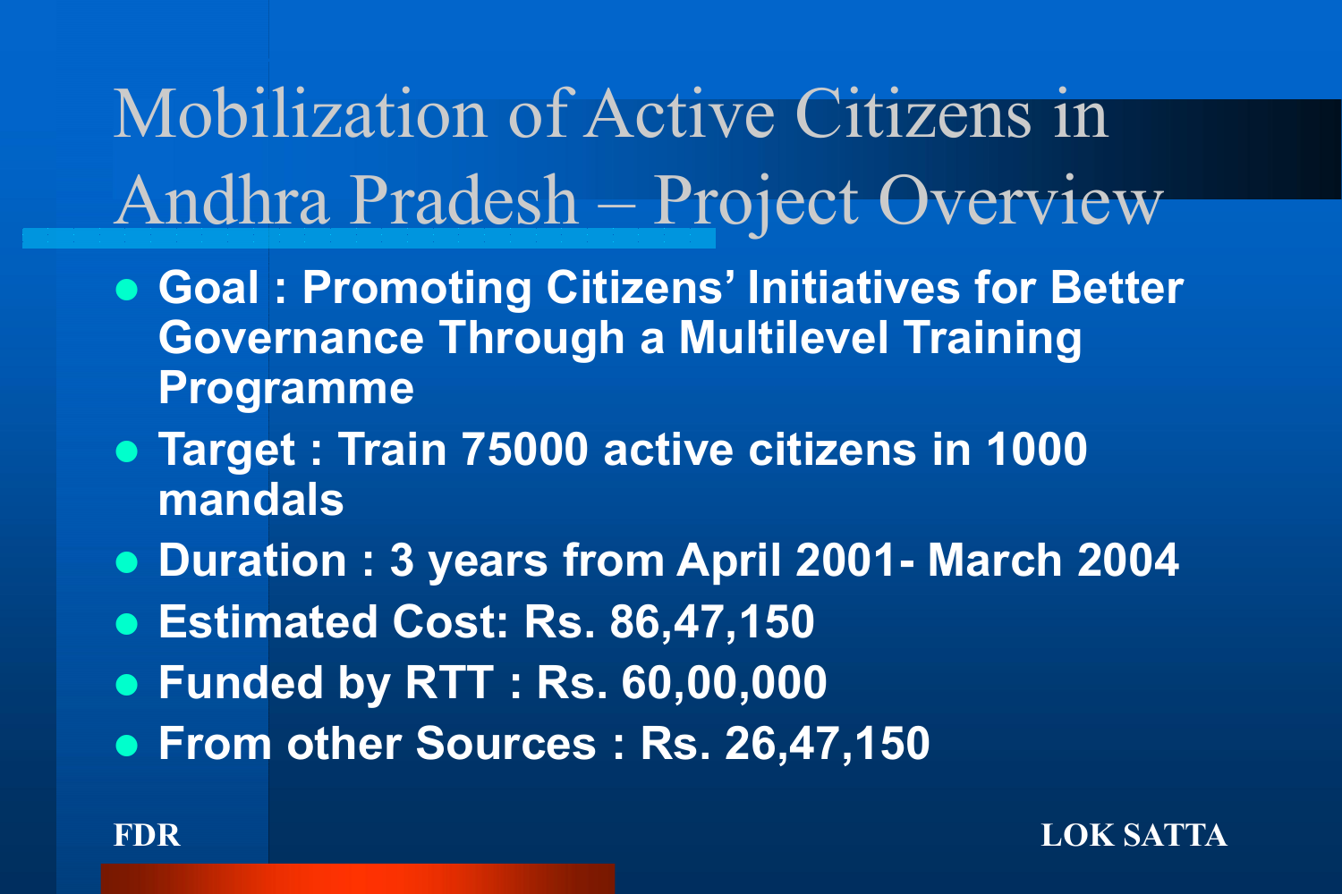# Mobilization of Active Citizens in Andhra Pradesh – Project Overview

- **Goal : Promoting Citizens' Initiatives for Better Governance Through a Multilevel Training Programme**
- **Target : Train 75000 active citizens in 1000 mandals**
- **Duration : 3 years from April 2001- March 2004**
- **Estimated Cost: Rs. 86,47,150**
- **Funded by RTT : Rs. 60,00,000**
- **From other Sources : Rs. 26,47,150**

FDR LOK SATTA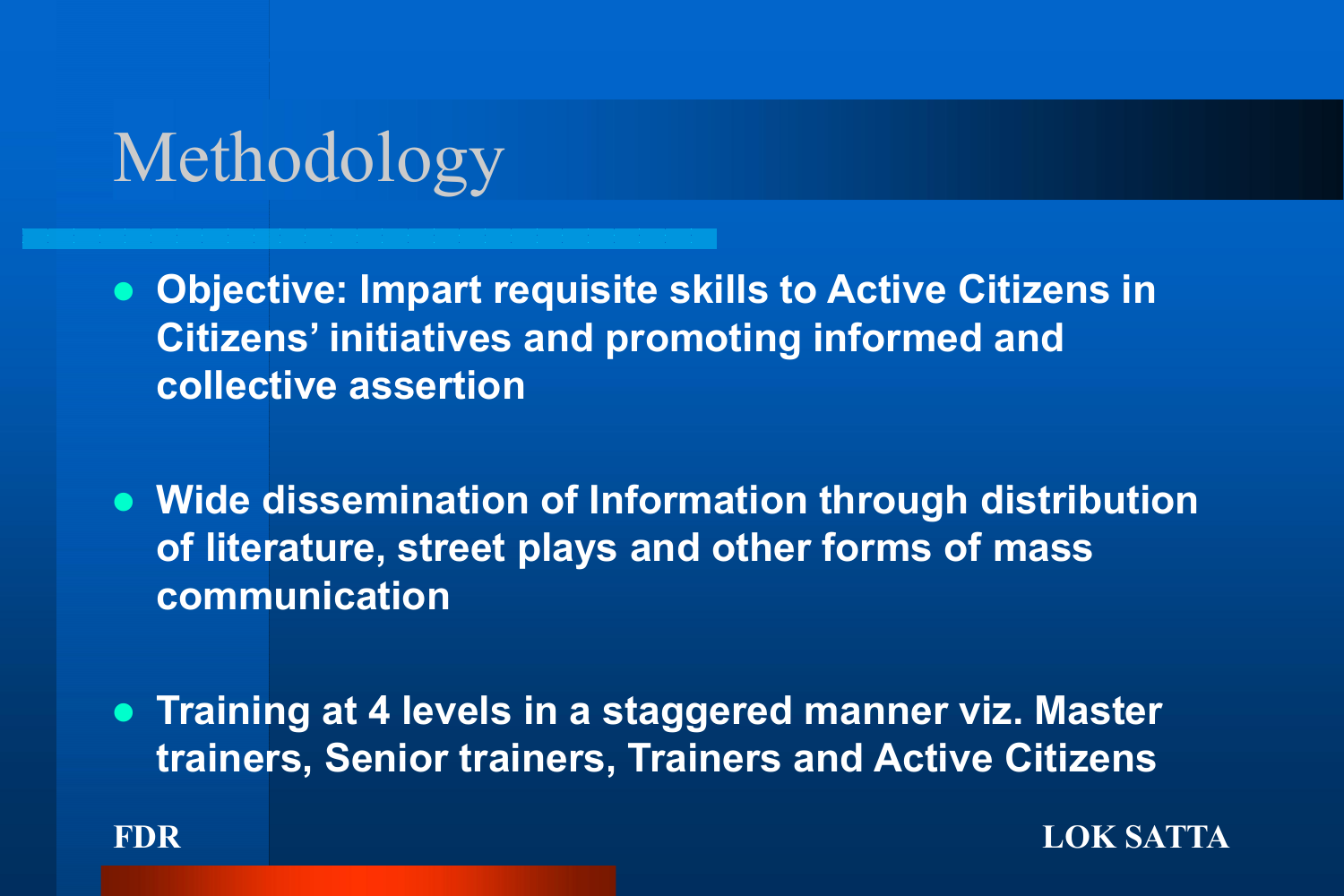# Methodology

- **Objective: Impart requisite skills to Active Citizens in Citizens' initiatives and promoting informed and collective assertion**
- **Wide dissemination of Information through distribution of literature, street plays and other forms of mass communication**
- **Training at 4 levels in a staggered manner viz. Master trainers, Senior trainers, Trainers and Active Citizens**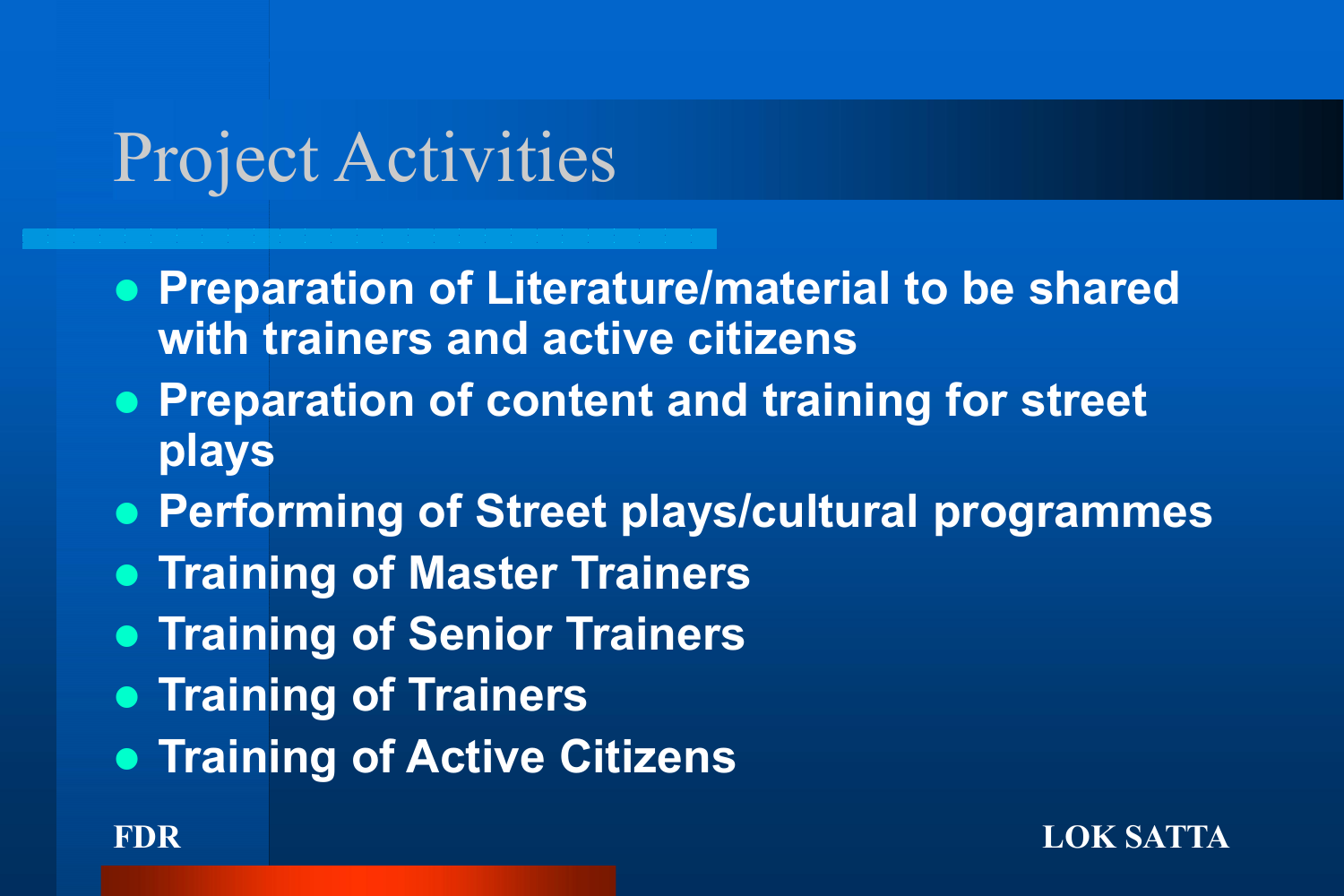# Project Activities

- Preparation of Literature/material to be shared with trainers and active citizens
- Preparation of content and training for street plays
- Performing of Street plays/cultural programmes
- Training of Master Trainers
- Training of Senior Trainers
- Training of Trainers
- Training of Active Citizens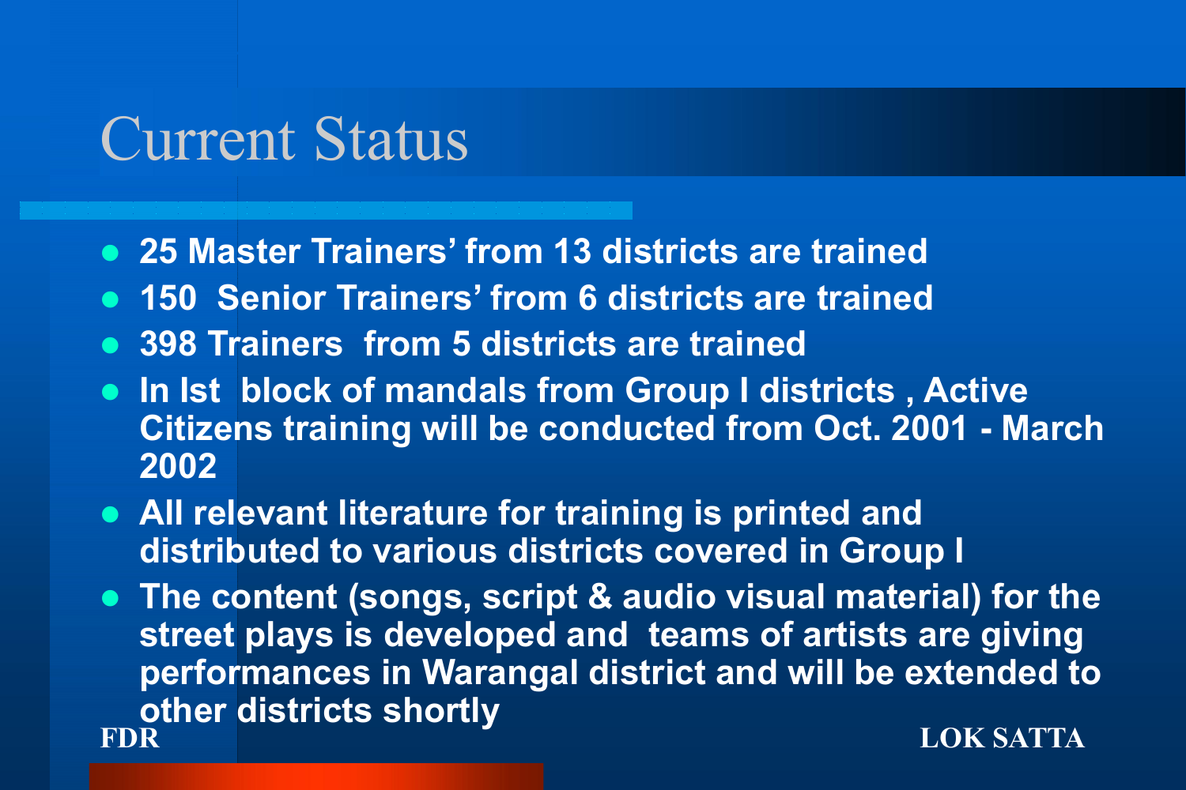# Current Status

- 25 Master Trainers' from 13 districts are trained
- 150 Senior Trainers' from 6 districts are trained
- 398 Trainers from 5 districts are trained
- In Ist block of mandals from Group I districts , Active Citizens training will be conducted from Oct. 2001 - March 2002
- All relevant literature for training is printed and distributed to various districts covered in Group I
- The content (songs, script & audio visual material) for the street plays is developed and teams of artists are giving performances in Warangal district and will be extended to other districts shortly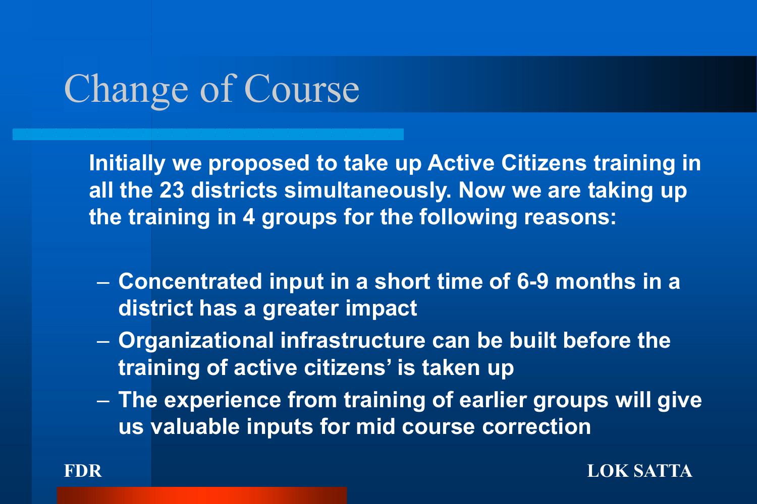# Change of Course

**Initially we proposed to take up Active Citizens training in all the 23 districts simultaneously. Now we are taking up the training in 4 groups for the following reasons:**

- **Concentrated input in a short time of 6-9 months in a district has a greater impact**
- **Organizational infrastructure can be built before the training of active citizens' is taken up**
- **The experience from training of earlier groups will give us valuable inputs for mid course correction**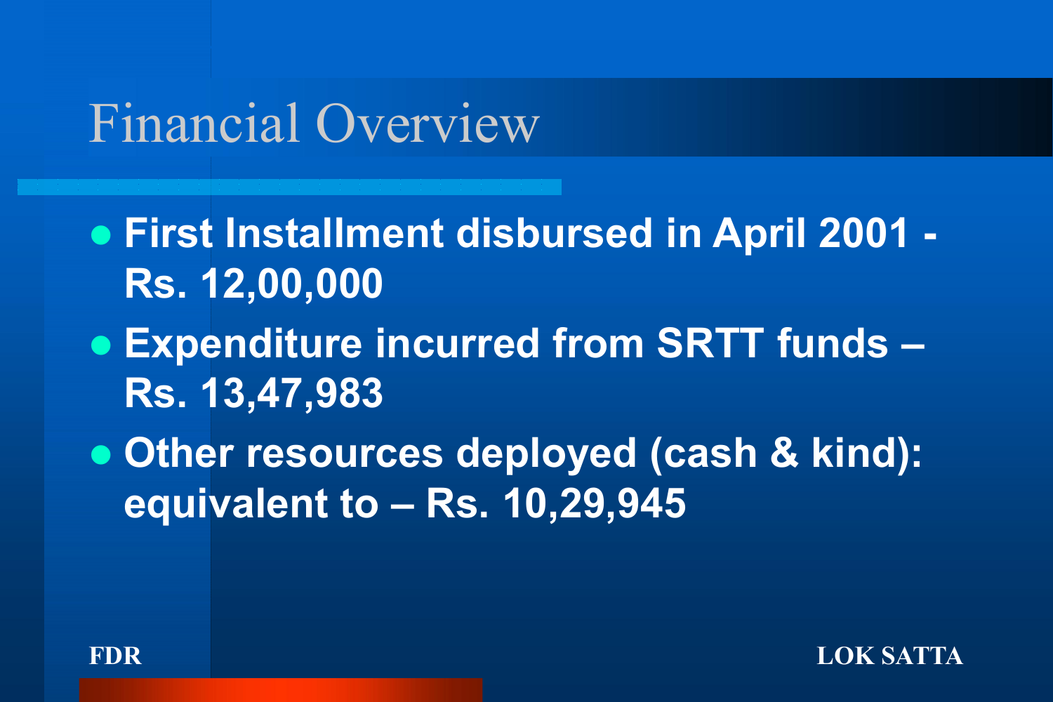# Financial Overview

- **First Installment disbursed in April 2001 - Rs. 12,00,000**
- **Expenditure incurred from SRTT funds – Rs. 13,47,983**
- **Other resources deployed (cash & kind): equivalent to – Rs. 10,29,945**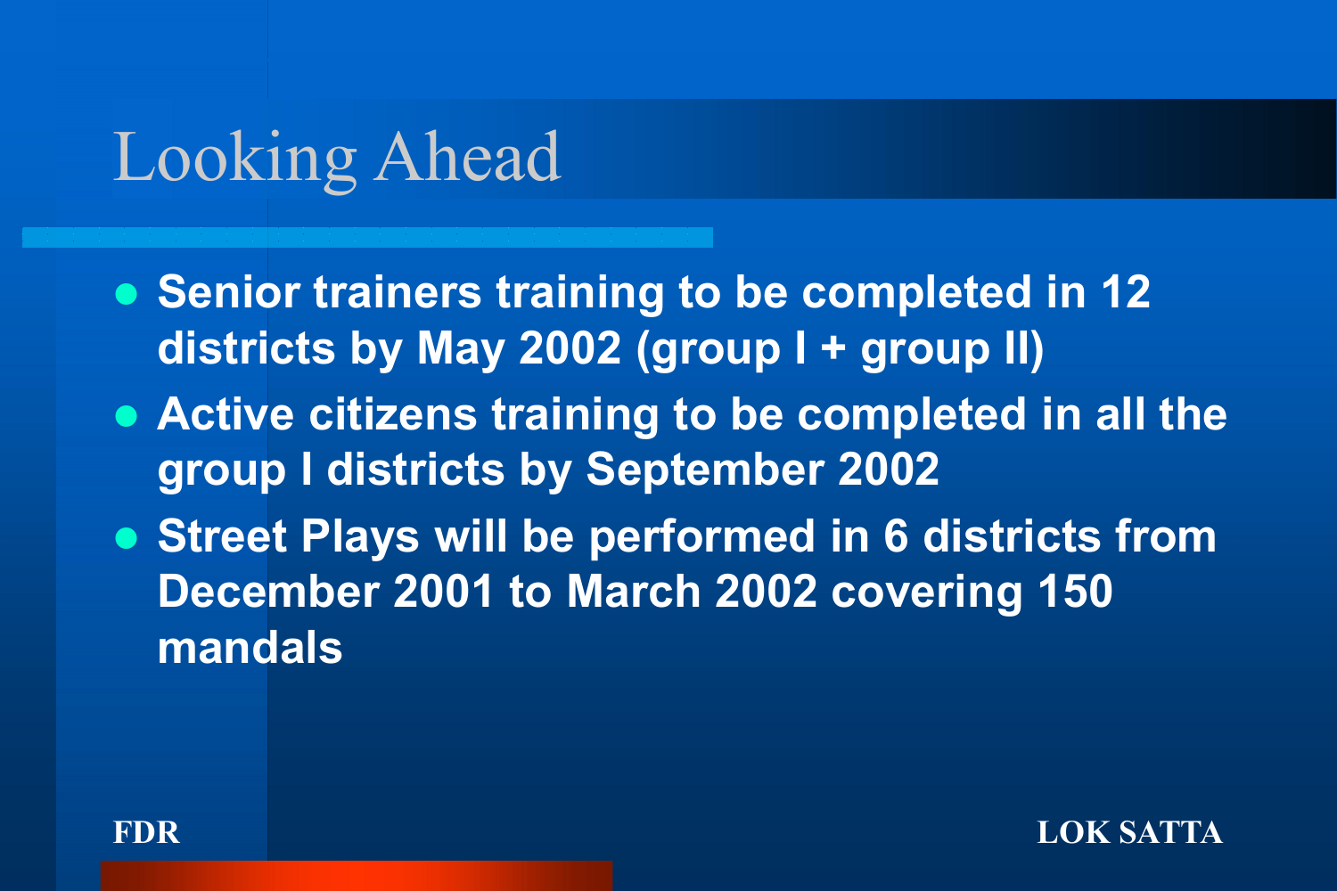# Looking Ahead

- **Senior trainers training to be completed in 12 districts by May 2002 (group I + group II)**
- **Active citizens training to be completed in all the group I districts by September 2002**
- **Street Plays will be performed in 6 districts from December 2001 to March 2002 covering 150 mandals**